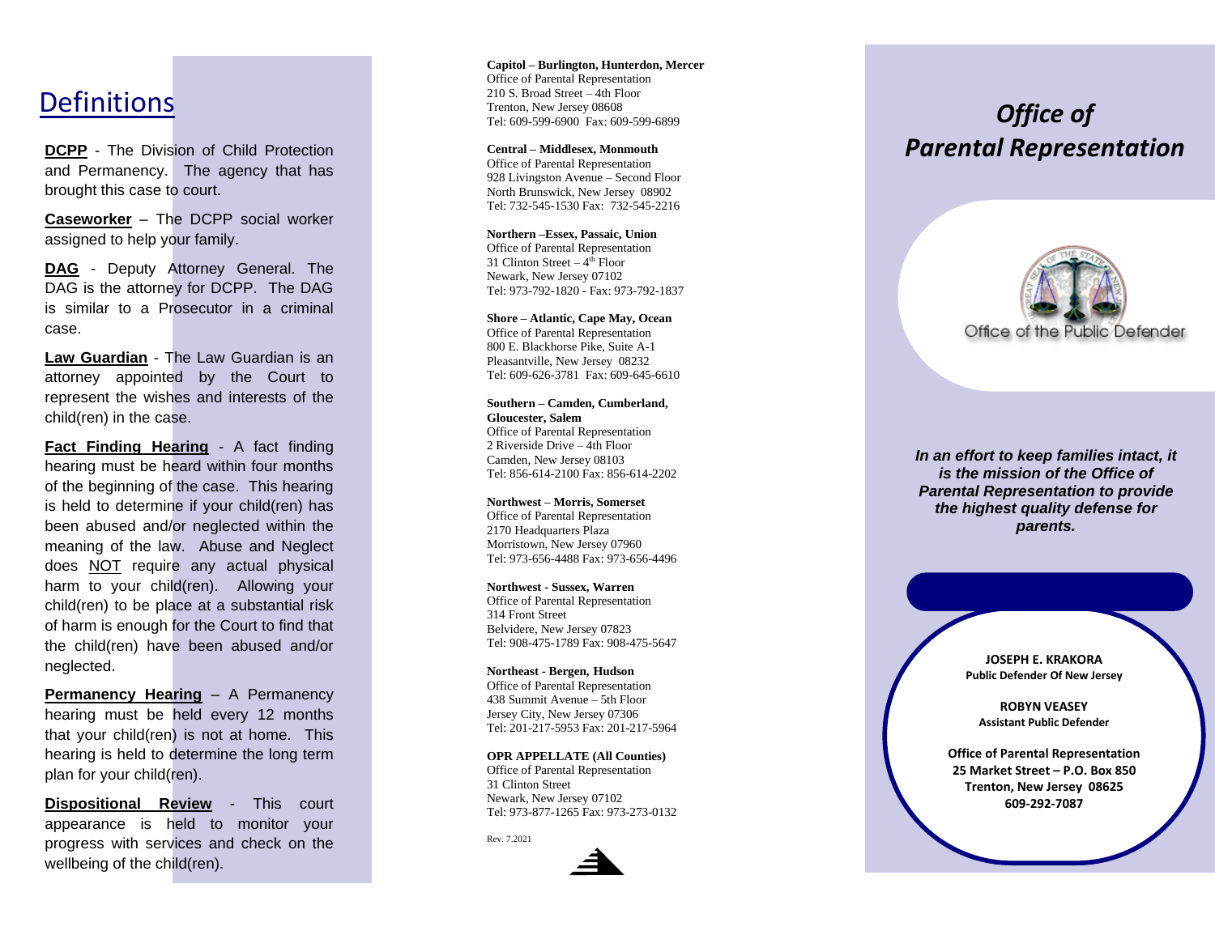# Definitions

**DCPP** - The Division of Child Protection and Permanency. The agency that has brought this case to court.

**Caseworker** – The DCPP social worker assigned to help your family.

**DAG** - Deputy Attorney General. The DAG is the attorney for DCPP. The DAG is similar to a Prosecutor in a criminal case.

**Law Guardian** - The Law Guardian is an attorney appointed by the Court to represent the wishes and interests of the child(ren) in the case.

**Fact Finding Hearing** - A fact finding hearing must be heard within four months of the beginning of the case. This hearing is held to determine if your child(ren) has been abused and/or neglected within the meaning of the law. Abuse and Neglect does NOT require any actual physical harm to your child(ren). Allowing your child(ren) to be place at a substantial risk of harm is enough for the Court to find that the child(ren) have been abused and/or neglected.

**Permanency Hearing** – A Permanency hearing must be held every 12 months that your child(ren) is not at home. This hearing is held to determine the long term plan for your child(ren).

**Dispositional Review** - This court appearance is held to monitor your progress with services and check on the wellbeing of the child(ren).

**Capitol – Burlington, Hunterdon, Mercer**
Office of Parental Representation
210 S. Broad Street – 4th Floor
Trenton, New Jersey 08608
Tel: 609-599-6900 Fax: 609-599-6899

**Central – Middlesex, Monmouth**
Office of Parental Representation
928 Livingston Avenue – Second Floor
North Brunswick, New Jersey 08902
Tel: 732-545-1530 Fax: 732-545-2216

**Northern –Essex, Passaic, Union**
Office of Parental Representation
31 Clinton Street – 4th Floor
Newark, New Jersey 07102
Tel: 973-792-1820 - Fax: 973-792-1837

**Shore – Atlantic, Cape May, Ocean**
Office of Parental Representation
800 E. Blackhorse Pike, Suite A-1
Pleasantville, New Jersey 08232
Tel: 609-626-3781 Fax: 609-645-6610

**Southern – Camden, Cumberland, Gloucester, Salem**
Office of Parental Representation
2 Riverside Drive – 4th Floor
Camden, New Jersey 08103
Tel: 856-614-2100 Fax: 856-614-2202

**Northwest – Morris, Somerset**
Office of Parental Representation
2170 Headquarters Plaza
Morristown, New Jersey 07960
Tel: 973-656-4488 Fax: 973-656-4496

**Northwest - Sussex, Warren**
Office of Parental Representation
314 Front Street
Belvidere, New Jersey 07823
Tel: 908-475-1789 Fax: 908-475-5647

**Northeast - Bergen, Hudson**
Office of Parental Representation
438 Summit Avenue – 5th Floor
Jersey City, New Jersey 07306
Tel: 201-217-5953 Fax: 201-217-5964

**OPR APPELLATE (All Counties)**
Office of Parental Representation
31 Clinton Street
Newark, New Jersey 07102
Tel: 973-877-1265 Fax: 973-273-0132

Rev. 7.2021

# *Office of Parental Representation*

Office of the Public Defender

***In an effort to keep families intact, it is the mission of the Office of Parental Representation to provide the highest quality defense for parents.***

**JOSEPH E. KRAKORA**
**Public Defender Of New Jersey**

**ROBYN VEASEY**
**Assistant Public Defender**

**Office of Parental Representation**
**25 Market Street – P.O. Box 850**
**Trenton, New Jersey 08625**
**609-292-7087**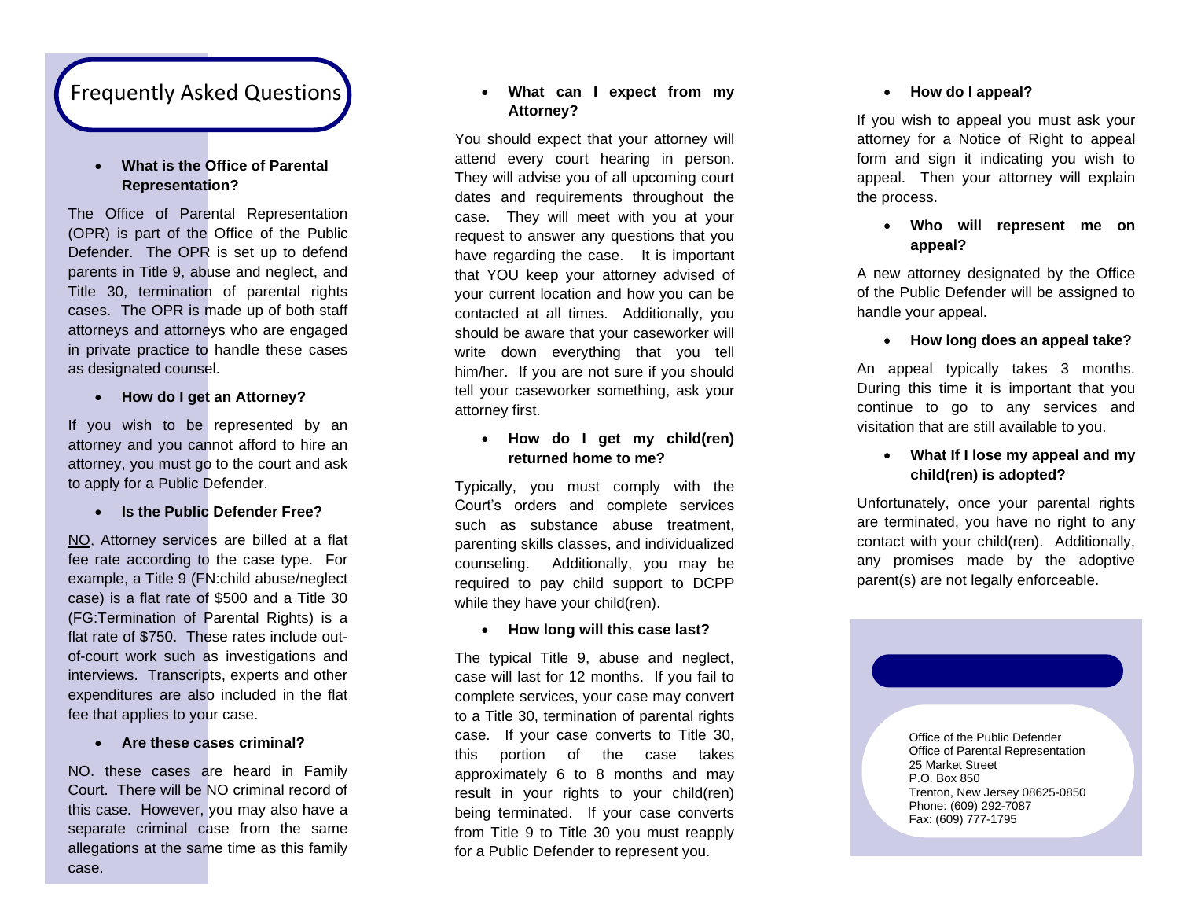# Frequently Asked Questions

- **What is the Office of Parental Representation?**

The Office of Parental Representation (OPR) is part of the Office of the Public Defender. The OPR is set up to defend parents in Title 9, abuse and neglect, and Title 30, termination of parental rights cases. The OPR is made up of both staff attorneys and attorneys who are engaged in private practice to handle these cases as designated counsel.

- **How do I get an Attorney?**

If you wish to be represented by an attorney and you cannot afford to hire an attorney, you must go to the court and ask to apply for a Public Defender.

- **Is the Public Defender Free?**

NO, Attorney services are billed at a flat fee rate according to the case type. For example, a Title 9 (FN:child abuse/neglect case) is a flat rate of $500 and a Title 30 (FG:Termination of Parental Rights) is a flat rate of $750. These rates include out-of-court work such as investigations and interviews. Transcripts, experts and other expenditures are also included in the flat fee that applies to your case.

- **Are these cases criminal?**

NO. these cases are heard in Family Court. There will be NO criminal record of this case. However, you may also have a separate criminal case from the same allegations at the same time as this family case.

- **What can I expect from my Attorney?**

You should expect that your attorney will attend every court hearing in person. They will advise you of all upcoming court dates and requirements throughout the case. They will meet with you at your request to answer any questions that you have regarding the case. It is important that YOU keep your attorney advised of your current location and how you can be contacted at all times. Additionally, you should be aware that your caseworker will write down everything that you tell him/her. If you are not sure if you should tell your caseworker something, ask your attorney first.

- **How do I get my child(ren) returned home to me?**

Typically, you must comply with the Court's orders and complete services such as substance abuse treatment, parenting skills classes, and individualized counseling. Additionally, you may be required to pay child support to DCPP while they have your child(ren).

- **How long will this case last?**

The typical Title 9, abuse and neglect, case will last for 12 months. If you fail to complete services, your case may convert to a Title 30, termination of parental rights case. If your case converts to Title 30, this portion of the case takes approximately 6 to 8 months and may result in your rights to your child(ren) being terminated. If your case converts from Title 9 to Title 30 you must reapply for a Public Defender to represent you.

- **How do I appeal?**

If you wish to appeal you must ask your attorney for a Notice of Right to appeal form and sign it indicating you wish to appeal. Then your attorney will explain the process.

- **Who will represent me on appeal?**

A new attorney designated by the Office of the Public Defender will be assigned to handle your appeal.

- **How long does an appeal take?**

An appeal typically takes 3 months. During this time it is important that you continue to go to any services and visitation that are still available to you.

- **What If I lose my appeal and my child(ren) is adopted?**

Unfortunately, once your parental rights are terminated, you have no right to any contact with your child(ren). Additionally, any promises made by the adoptive parent(s) are not legally enforceable.

Office of the Public Defender
Office of Parental Representation
25 Market Street
P.O. Box 850
Trenton, New Jersey 08625-0850
Phone: (609) 292-7087
Fax: (609) 777-1795